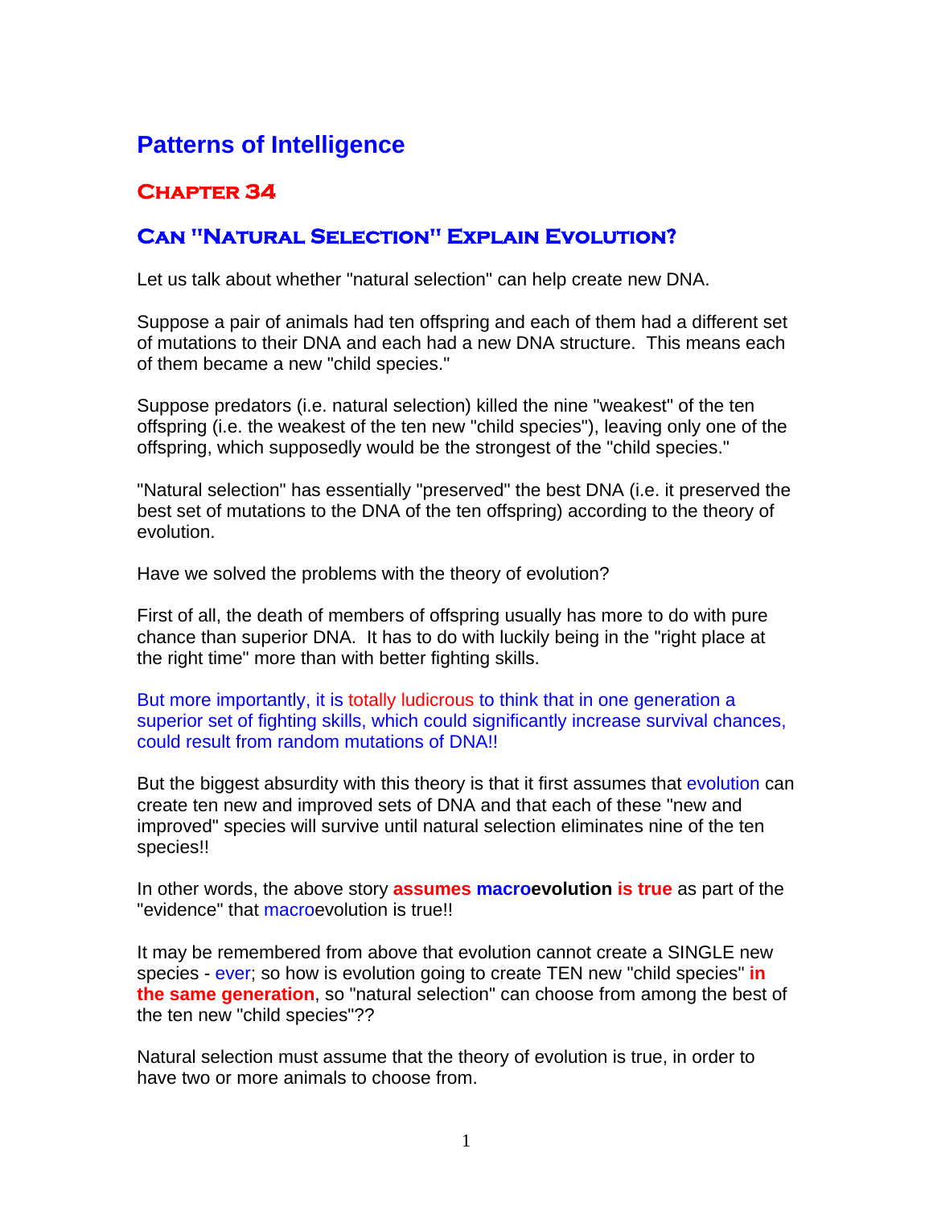# Patterns of Intelligence

## Chapter 34

## Can "Natural Selection" Explain Evolution?

Let us talk about whether "natural selection" can help create new DNA.

Suppose a pair of animals had ten offspring and each of them had a different set of mutations to their DNA and each had a new DNA structure. This means each of them became a new "child species."

Suppose predators (i.e. natural selection) killed the nine "weakest" of the ten offspring (i.e. the weakest of the ten new "child species"), leaving only one of the offspring, which supposedly would be the strongest of the "child species."

"Natural selection" has essentially "preserved" the best DNA (i.e. it preserved the best set of mutations to the DNA of the ten offspring) according to the theory of evolution.

Have we solved the problems with the theory of evolution?

First of all, the death of members of offspring usually has more to do with pure chance than superior DNA. It has to do with luckily being in the "right place at the right time" more than with better fighting skills.

But more importantly, it is totally ludicrous to think that in one generation a superior set of fighting skills, which could significantly increase survival chances, could result from random mutations of DNA!!

But the biggest absurdity with this theory is that it first assumes that evolution can create ten new and improved sets of DNA and that each of these "new and improved" species will survive until natural selection eliminates nine of the ten species!!

In other words, the above story **assumes macroevolution is true** as part of the "evidence" that macroevolution is true!!

It may be remembered from above that evolution cannot create a SINGLE new species - ever; so how is evolution going to create TEN new "child species" **in the same generation**, so "natural selection" can choose from among the best of the ten new "child species"??

Natural selection must assume that the theory of evolution is true, in order to have two or more animals to choose from.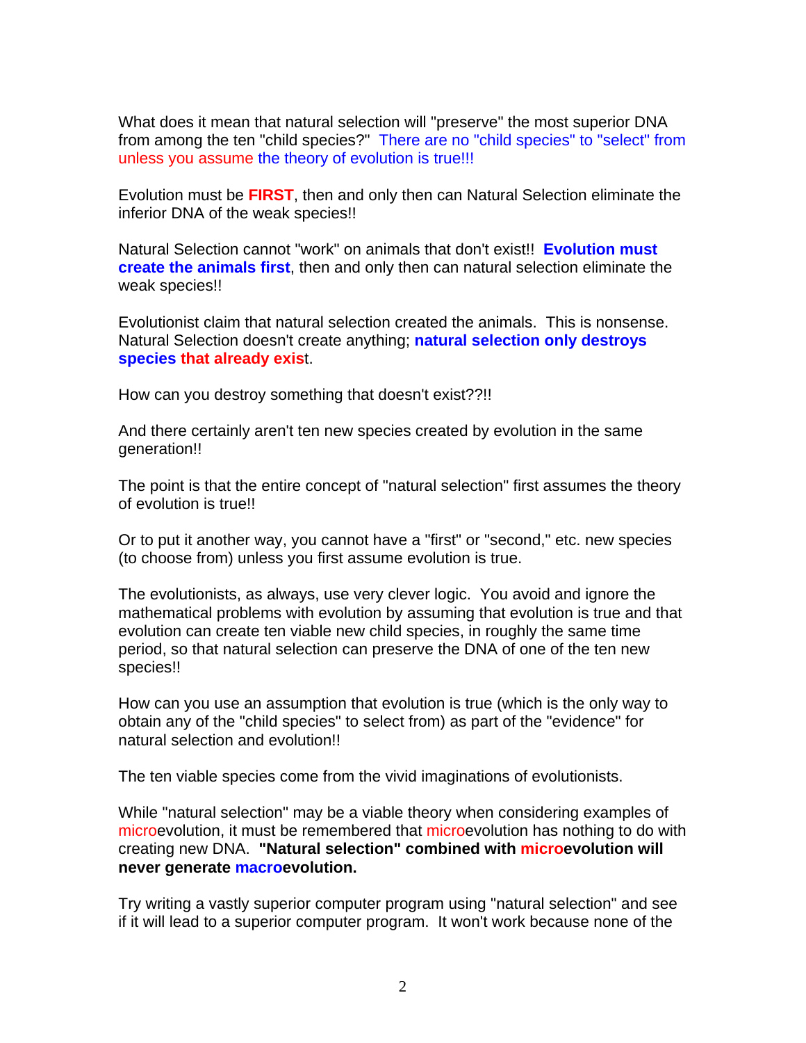What does it mean that natural selection will "preserve" the most superior DNA from among the ten "child species?" There are no "child species" to "select" from unless you assume the theory of evolution is true!!!

Evolution must be **FIRST**, then and only then can Natural Selection eliminate the inferior DNA of the weak species!!

Natural Selection cannot "work" on animals that don't exist!! **Evolution must create the animals first**, then and only then can natural selection eliminate the weak species!!

Evolutionist claim that natural selection created the animals. This is nonsense. Natural Selection doesn't create anything; **natural selection only destroys species that already exis**t.

How can you destroy something that doesn't exist??!!

And there certainly aren't ten new species created by evolution in the same generation!!

The point is that the entire concept of "natural selection" first assumes the theory of evolution is true!!

Or to put it another way, you cannot have a "first" or "second," etc. new species (to choose from) unless you first assume evolution is true.

The evolutionists, as always, use very clever logic. You avoid and ignore the mathematical problems with evolution by assuming that evolution is true and that evolution can create ten viable new child species, in roughly the same time period, so that natural selection can preserve the DNA of one of the ten new species!!

How can you use an assumption that evolution is true (which is the only way to obtain any of the "child species" to select from) as part of the "evidence" for natural selection and evolution!!

The ten viable species come from the vivid imaginations of evolutionists.

While "natural selection" may be a viable theory when considering examples of microevolution, it must be remembered that microevolution has nothing to do with creating new DNA. **"Natural selection" combined with microevolution will never generate macroevolution.**

Try writing a vastly superior computer program using "natural selection" and see if it will lead to a superior computer program. It won't work because none of the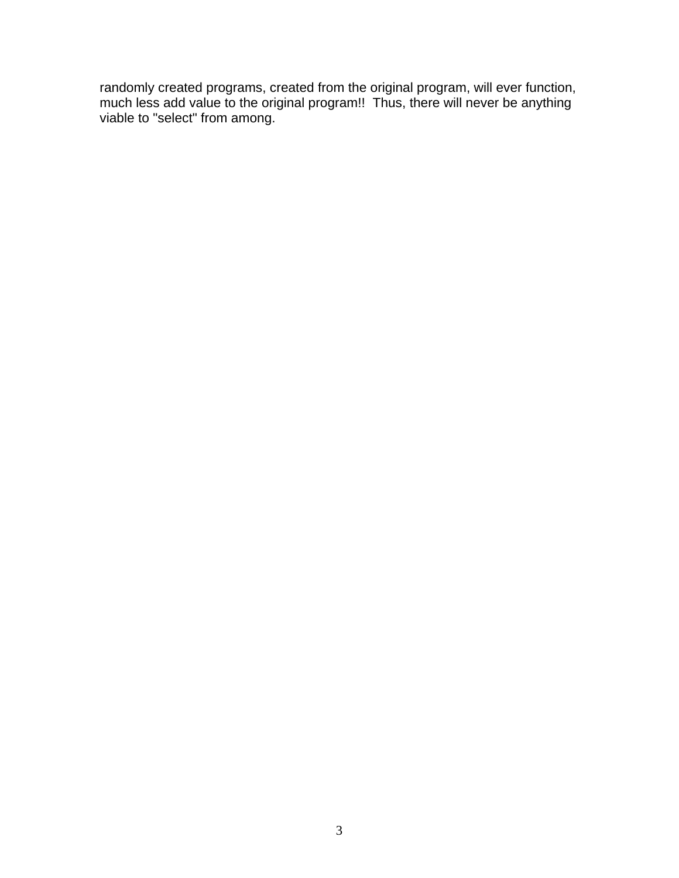randomly created programs, created from the original program, will ever function, much less add value to the original program!! Thus, there will never be anything viable to "select" from among.